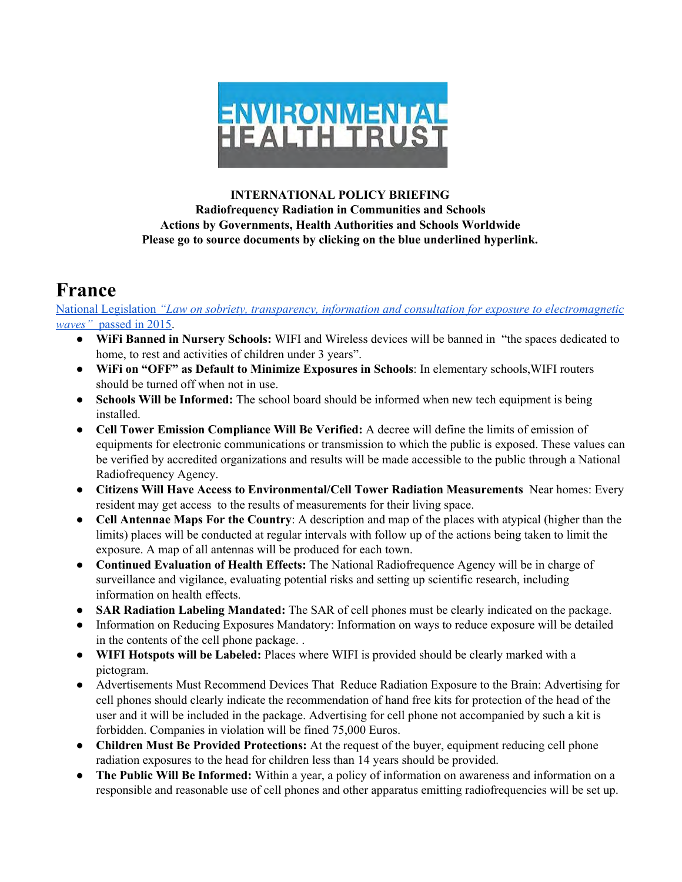ENVIRONMENTAL HEALTH TRUST

**INTERNATIONAL POLICY BRIEFING**
**Radiofrequency Radiation in Communities and Schools**
**Actions by Governments, Health Authorities and Schools Worldwide**
**Please go to source documents by clicking on the blue underlined hyperlink.**

# France

National Legislation *"Law on sobriety, transparency, information and consultation for exposure to electromagnetic waves"* passed in 2015.

- **WiFi Banned in Nursery Schools:** WIFI and Wireless devices will be banned in "the spaces dedicated to home, to rest and activities of children under 3 years".
- **WiFi on "OFF" as Default to Minimize Exposures in Schools**: In elementary schools,WIFI routers should be turned off when not in use.
- **Schools Will be Informed:** The school board should be informed when new tech equipment is being installed.
- **Cell Tower Emission Compliance Will Be Verified:** A decree will define the limits of emission of equipments for electronic communications or transmission to which the public is exposed. These values can be verified by accredited organizations and results will be made accessible to the public through a National Radiofrequency Agency.
- **Citizens Will Have Access to Environmental/Cell Tower Radiation Measurements** Near homes: Every resident may get access to the results of measurements for their living space.
- **Cell Antennae Maps For the Country**: A description and map of the places with atypical (higher than the limits) places will be conducted at regular intervals with follow up of the actions being taken to limit the exposure. A map of all antennas will be produced for each town.
- **Continued Evaluation of Health Effects:** The National Radiofrequence Agency will be in charge of surveillance and vigilance, evaluating potential risks and setting up scientific research, including information on health effects.
- **SAR Radiation Labeling Mandated:** The SAR of cell phones must be clearly indicated on the package.
- Information on Reducing Exposures Mandatory: Information on ways to reduce exposure will be detailed in the contents of the cell phone package. .
- **WIFI Hotspots will be Labeled:** Places where WIFI is provided should be clearly marked with a pictogram.
- Advertisements Must Recommend Devices That Reduce Radiation Exposure to the Brain: Advertising for cell phones should clearly indicate the recommendation of hand free kits for protection of the head of the user and it will be included in the package. Advertising for cell phone not accompanied by such a kit is forbidden. Companies in violation will be fined 75,000 Euros.
- **Children Must Be Provided Protections:** At the request of the buyer, equipment reducing cell phone radiation exposures to the head for children less than 14 years should be provided.
- **The Public Will Be Informed:** Within a year, a policy of information on awareness and information on a responsible and reasonable use of cell phones and other apparatus emitting radiofrequencies will be set up.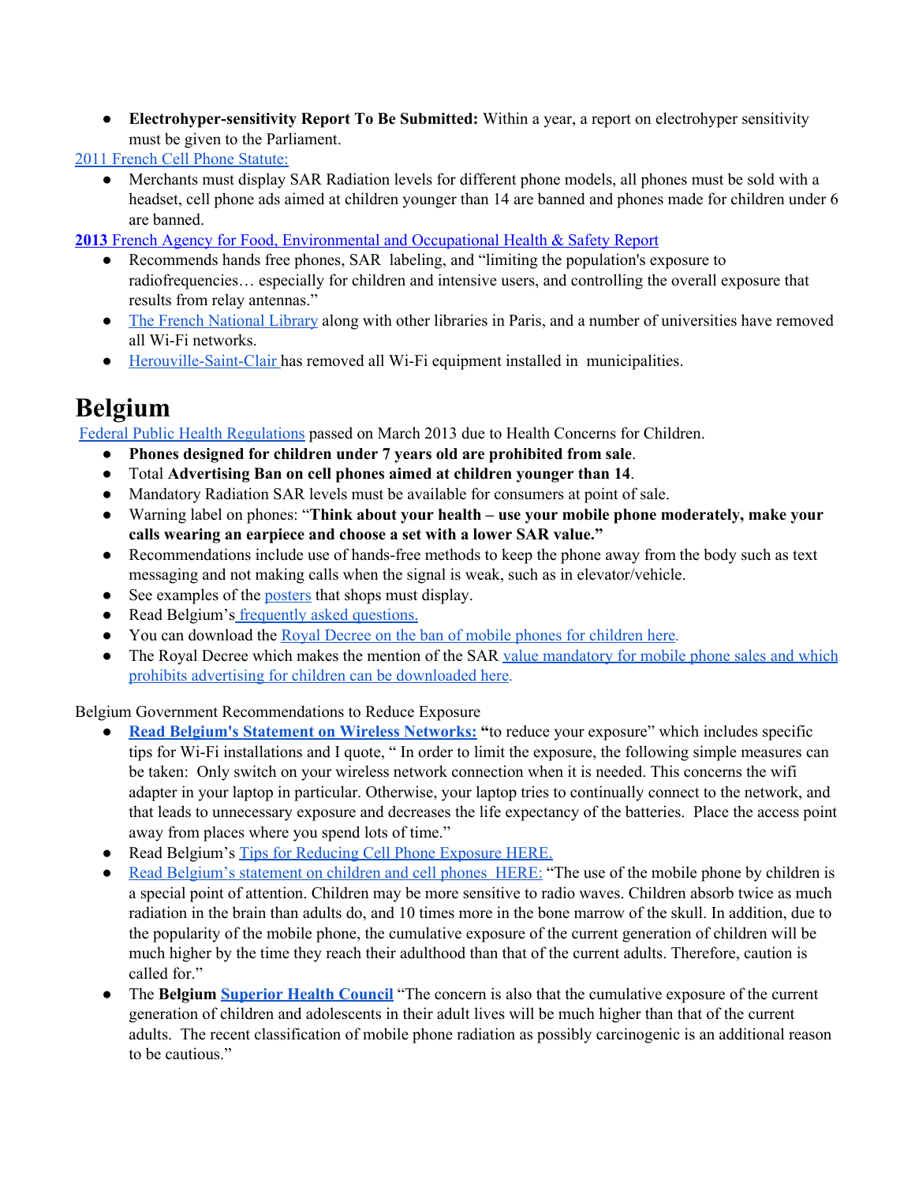- **Electrohyper-sensitivity Report To Be Submitted:** Within a year, a report on electrohyper sensitivity must be given to the Parliament.

2011 French Cell Phone Statute:

- Merchants must display SAR Radiation levels for different phone models, all phones must be sold with a headset, cell phone ads aimed at children younger than 14 are banned and phones made for children under 6 are banned.

**2013** French Agency for Food, Environmental and Occupational Health & Safety Report

- Recommends hands free phones, SAR labeling, and "limiting the population's exposure to radiofrequencies… especially for children and intensive users, and controlling the overall exposure that results from relay antennas."
- The French National Library along with other libraries in Paris, and a number of universities have removed all Wi-Fi networks.
- Herouville-Saint-Clair has removed all Wi-Fi equipment installed in municipalities.

# Belgium

Federal Public Health Regulations passed on March 2013 due to Health Concerns for Children.

- **Phones designed for children under 7 years old are prohibited from sale**.
- Total **Advertising Ban on cell phones aimed at children younger than 14**.
- Mandatory Radiation SAR levels must be available for consumers at point of sale.
- Warning label on phones: "**Think about your health – use your mobile phone moderately, make your calls wearing an earpiece and choose a set with a lower SAR value."**
- Recommendations include use of hands-free methods to keep the phone away from the body such as text messaging and not making calls when the signal is weak, such as in elevator/vehicle.
- See examples of the posters that shops must display.
- Read Belgium's frequently asked questions.
- You can download the Royal Decree on the ban of mobile phones for children here.
- The Royal Decree which makes the mention of the SAR value mandatory for mobile phone sales and which prohibits advertising for children can be downloaded here.

Belgium Government Recommendations to Reduce Exposure

- **Read Belgium's Statement on Wireless Networks: "**to reduce your exposure" which includes specific tips for Wi-Fi installations and I quote, " In order to limit the exposure, the following simple measures can be taken: Only switch on your wireless network connection when it is needed. This concerns the wifi adapter in your laptop in particular. Otherwise, your laptop tries to continually connect to the network, and that leads to unnecessary exposure and decreases the life expectancy of the batteries. Place the access point away from places where you spend lots of time."
- Read Belgium's Tips for Reducing Cell Phone Exposure HERE.
- Read Belgium's statement on children and cell phones HERE: "The use of the mobile phone by children is a special point of attention. Children may be more sensitive to radio waves. Children absorb twice as much radiation in the brain than adults do, and 10 times more in the bone marrow of the skull. In addition, due to the popularity of the mobile phone, the cumulative exposure of the current generation of children will be much higher by the time they reach their adulthood than that of the current adults. Therefore, caution is called for."
- The **Belgium Superior Health Council** "The concern is also that the cumulative exposure of the current generation of children and adolescents in their adult lives will be much higher than that of the current adults. The recent classification of mobile phone radiation as possibly carcinogenic is an additional reason to be cautious."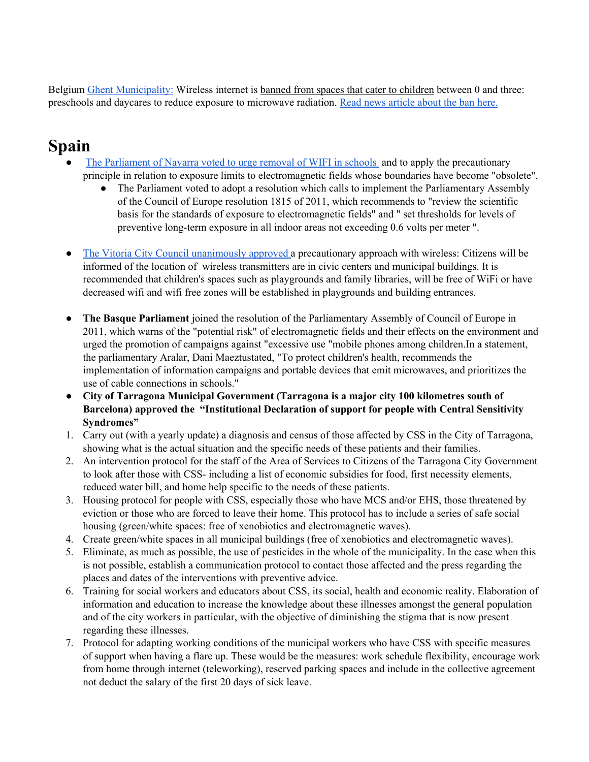Belgium Ghent Municipality: Wireless internet is banned from spaces that cater to children between 0 and three: preschools and daycares to reduce exposure to microwave radiation. Read news article about the ban here.

# Spain

- The Parliament of Navarra voted to urge removal of WIFI in schools and to apply the precautionary principle in relation to exposure limits to electromagnetic fields whose boundaries have become "obsolete".
  - The Parliament voted to adopt a resolution which calls to implement the Parliamentary Assembly of the Council of Europe resolution 1815 of 2011, which recommends to "review the scientific basis for the standards of exposure to electromagnetic fields" and " set thresholds for levels of preventive long-term exposure in all indoor areas not exceeding 0.6 volts per meter ".

- The Vitoria City Council unanimously approved a precautionary approach with wireless: Citizens will be informed of the location of wireless transmitters are in civic centers and municipal buildings. It is recommended that children's spaces such as playgrounds and family libraries, will be free of WiFi or have decreased wifi and wifi free zones will be established in playgrounds and building entrances.

- **The Basque Parliament** joined the resolution of the Parliamentary Assembly of Council of Europe in 2011, which warns of the "potential risk" of electromagnetic fields and their effects on the environment and urged the promotion of campaigns against "excessive use "mobile phones among children.In a statement, the parliamentary Aralar, Dani Maeztustated, "To protect children's health, recommends the implementation of information campaigns and portable devices that emit microwaves, and prioritizes the use of cable connections in schools."
- **City of Tarragona Municipal Government (Tarragona is a major city 100 kilometres south of Barcelona) approved the "Institutional Declaration of support for people with Central Sensitivity Syndromes"**

1. Carry out (with a yearly update) a diagnosis and census of those affected by CSS in the City of Tarragona, showing what is the actual situation and the specific needs of these patients and their families.
2. An intervention protocol for the staff of the Area of Services to Citizens of the Tarragona City Government to look after those with CSS- including a list of economic subsidies for food, first necessity elements, reduced water bill, and home help specific to the needs of these patients.
3. Housing protocol for people with CSS, especially those who have MCS and/or EHS, those threatened by eviction or those who are forced to leave their home. This protocol has to include a series of safe social housing (green/white spaces: free of xenobiotics and electromagnetic waves).
4. Create green/white spaces in all municipal buildings (free of xenobiotics and electromagnetic waves).
5. Eliminate, as much as possible, the use of pesticides in the whole of the municipality. In the case when this is not possible, establish a communication protocol to contact those affected and the press regarding the places and dates of the interventions with preventive advice.
6. Training for social workers and educators about CSS, its social, health and economic reality. Elaboration of information and education to increase the knowledge about these illnesses amongst the general population and of the city workers in particular, with the objective of diminishing the stigma that is now present regarding these illnesses.
7. Protocol for adapting working conditions of the municipal workers who have CSS with specific measures of support when having a flare up. These would be the measures: work schedule flexibility, encourage work from home through internet (teleworking), reserved parking spaces and include in the collective agreement not deduct the salary of the first 20 days of sick leave.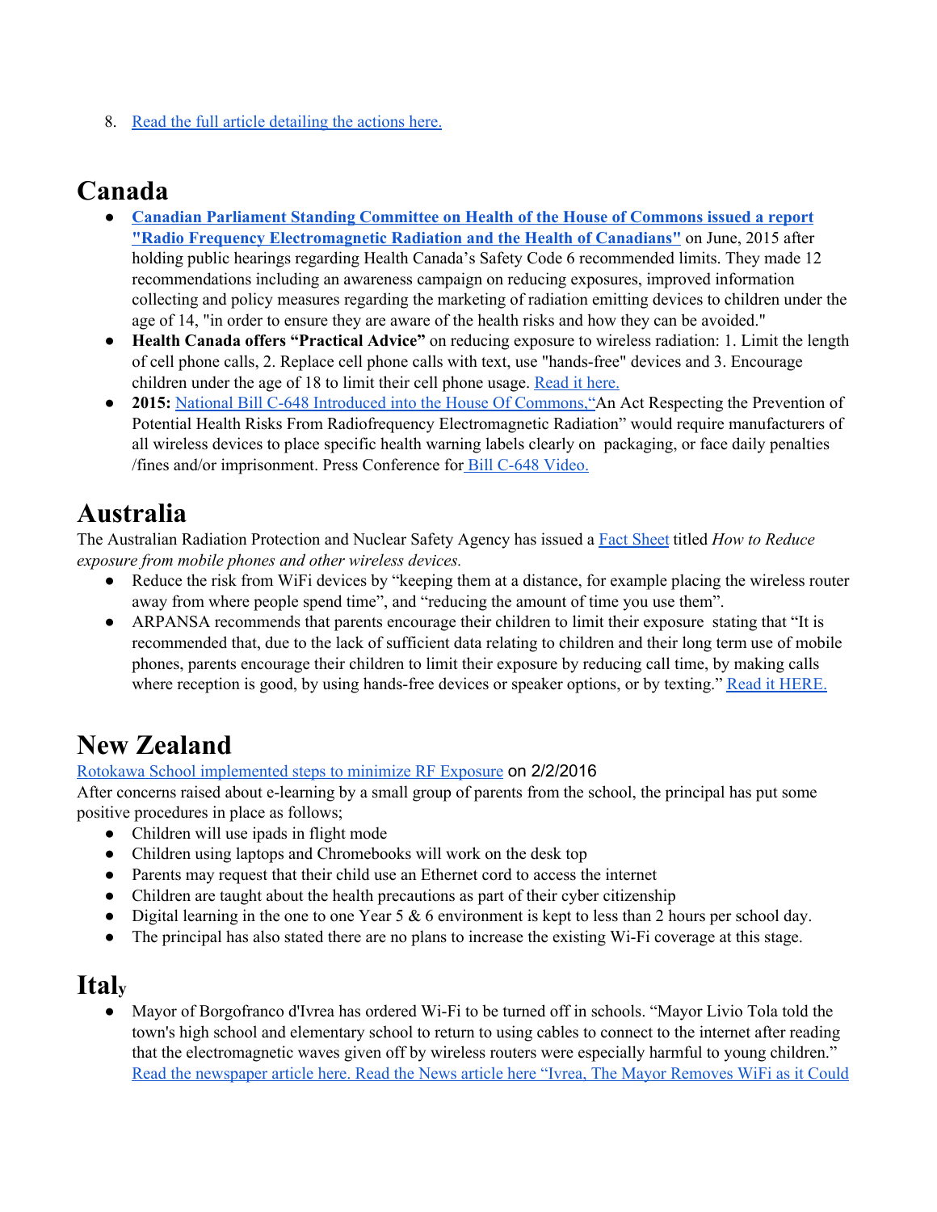8. Read the full article detailing the actions here.

# Canada

- **Canadian Parliament Standing Committee on Health of the House of Commons issued a report "Radio Frequency Electromagnetic Radiation and the Health of Canadians"** on June, 2015 after holding public hearings regarding Health Canada's Safety Code 6 recommended limits. They made 12 recommendations including an awareness campaign on reducing exposures, improved information collecting and policy measures regarding the marketing of radiation emitting devices to children under the age of 14, "in order to ensure they are aware of the health risks and how they can be avoided."
- **Health Canada offers "Practical Advice"** on reducing exposure to wireless radiation: 1. Limit the length of cell phone calls, 2. Replace cell phone calls with text, use "hands-free" devices and 3. Encourage children under the age of 18 to limit their cell phone usage. Read it here.
- **2015:** National Bill C-648 Introduced into the House Of Commons,"An Act Respecting the Prevention of Potential Health Risks From Radiofrequency Electromagnetic Radiation" would require manufacturers of all wireless devices to place specific health warning labels clearly on packaging, or face daily penalties /fines and/or imprisonment. Press Conference for Bill C-648 Video.

# Australia

The Australian Radiation Protection and Nuclear Safety Agency has issued a Fact Sheet titled *How to Reduce exposure from mobile phones and other wireless devices.*

- Reduce the risk from WiFi devices by "keeping them at a distance, for example placing the wireless router away from where people spend time", and "reducing the amount of time you use them".
- ARPANSA recommends that parents encourage their children to limit their exposure stating that "It is recommended that, due to the lack of sufficient data relating to children and their long term use of mobile phones, parents encourage their children to limit their exposure by reducing call time, by making calls where reception is good, by using hands-free devices or speaker options, or by texting." Read it HERE.

# New Zealand

Rotokawa School implemented steps to minimize RF Exposure on 2/2/2016

After concerns raised about e-learning by a small group of parents from the school, the principal has put some positive procedures in place as follows;

- Children will use ipads in flight mode
- Children using laptops and Chromebooks will work on the desk top
- Parents may request that their child use an Ethernet cord to access the internet
- Children are taught about the health precautions as part of their cyber citizenship
- Digital learning in the one to one Year 5 & 6 environment is kept to less than 2 hours per school day.
- The principal has also stated there are no plans to increase the existing Wi-Fi coverage at this stage.

# Italy

- Mayor of Borgofranco d'Ivrea has ordered Wi-Fi to be turned off in schools. "Mayor Livio Tola told the town's high school and elementary school to return to using cables to connect to the internet after reading that the electromagnetic waves given off by wireless routers were especially harmful to young children." Read the newspaper article here. Read the News article here "Ivrea, The Mayor Removes WiFi as it Could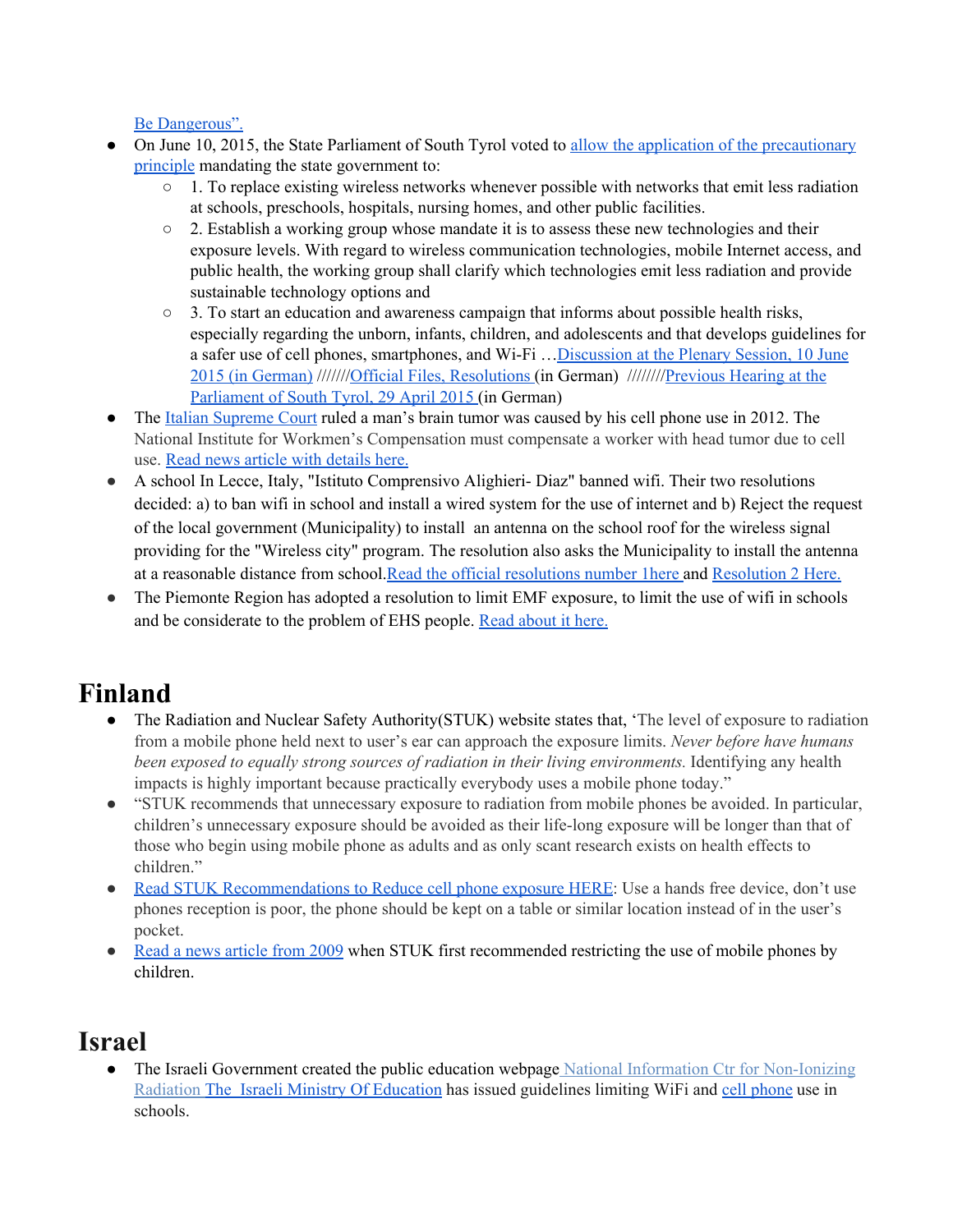Be Dangerous".

- On June 10, 2015, the State Parliament of South Tyrol voted to allow the application of the precautionary principle mandating the state government to:
    - 1. To replace existing wireless networks whenever possible with networks that emit less radiation at schools, preschools, hospitals, nursing homes, and other public facilities.
    - 2. Establish a working group whose mandate it is to assess these new technologies and their exposure levels. With regard to wireless communication technologies, mobile Internet access, and public health, the working group shall clarify which technologies emit less radiation and provide sustainable technology options and
    - 3. To start an education and awareness campaign that informs about possible health risks, especially regarding the unborn, infants, children, and adolescents and that develops guidelines for a safer use of cell phones, smartphones, and Wi-Fi …Discussion at the Plenary Session, 10 June 2015 (in German) ///////Official Files, Resolutions (in German) ////////Previous Hearing at the Parliament of South Tyrol, 29 April 2015 (in German)
- The Italian Supreme Court ruled a man's brain tumor was caused by his cell phone use in 2012. The National Institute for Workmen's Compensation must compensate a worker with head tumor due to cell use. Read news article with details here.
- A school In Lecce, Italy, "Istituto Comprensivo Alighieri- Diaz" banned wifi. Their two resolutions decided: a) to ban wifi in school and install a wired system for the use of internet and b) Reject the request of the local government (Municipality) to install an antenna on the school roof for the wireless signal providing for the "Wireless city" program. The resolution also asks the Municipality to install the antenna at a reasonable distance from school.Read the official resolutions number 1here and Resolution 2 Here.
- The Piemonte Region has adopted a resolution to limit EMF exposure, to limit the use of wifi in schools and be considerate to the problem of EHS people. Read about it here.

# Finland

- The Radiation and Nuclear Safety Authority(STUK) website states that, 'The level of exposure to radiation from a mobile phone held next to user's ear can approach the exposure limits. *Never before have humans been exposed to equally strong sources of radiation in their living environments.* Identifying any health impacts is highly important because practically everybody uses a mobile phone today."
- "STUK recommends that unnecessary exposure to radiation from mobile phones be avoided. In particular, children's unnecessary exposure should be avoided as their life-long exposure will be longer than that of those who begin using mobile phone as adults and as only scant research exists on health effects to children."
- Read STUK Recommendations to Reduce cell phone exposure HERE: Use a hands free device, don't use phones reception is poor, the phone should be kept on a table or similar location instead of in the user's pocket.
- Read a news article from 2009 when STUK first recommended restricting the use of mobile phones by children.

# Israel

- The Israeli Government created the public education webpage National Information Ctr for Non-Ionizing Radiation The Israeli Ministry Of Education has issued guidelines limiting WiFi and cell phone use in schools.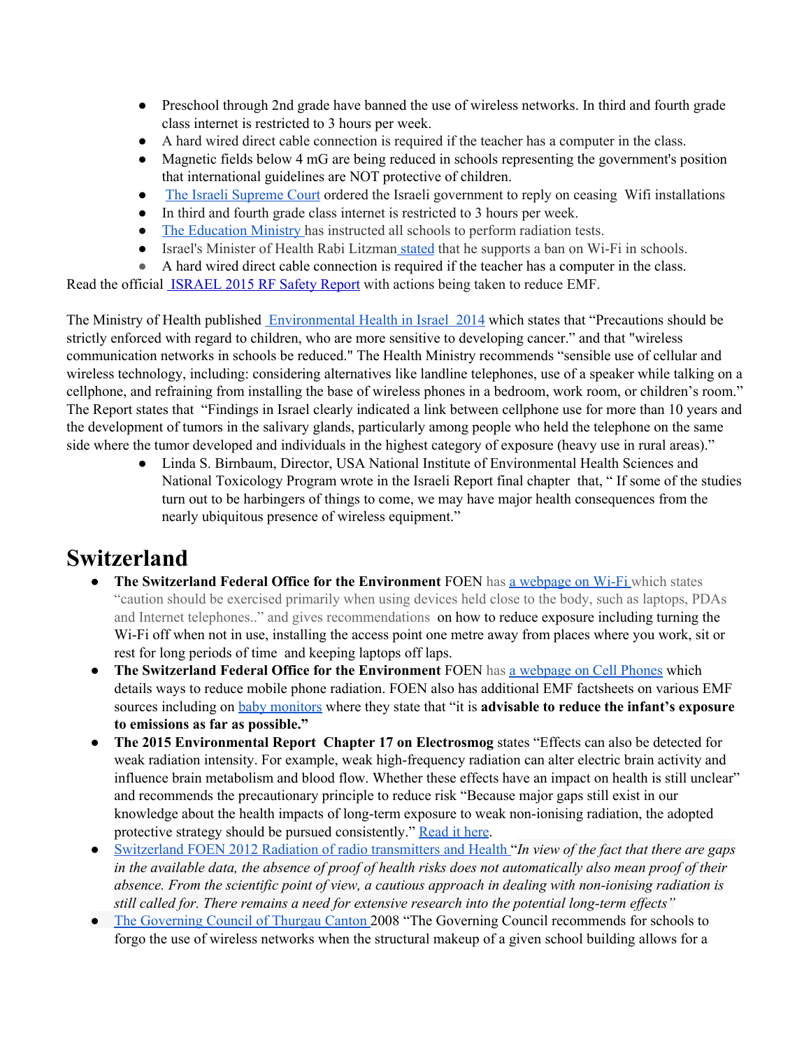- Preschool through 2nd grade have banned the use of wireless networks. In third and fourth grade class internet is restricted to 3 hours per week.
- A hard wired direct cable connection is required if the teacher has a computer in the class.
- Magnetic fields below 4 mG are being reduced in schools representing the government's position that international guidelines are NOT protective of children.
- The Israeli Supreme Court ordered the Israeli government to reply on ceasing Wifi installations
- In third and fourth grade class internet is restricted to 3 hours per week.
- The Education Ministry has instructed all schools to perform radiation tests.
- Israel's Minister of Health Rabi Litzman stated that he supports a ban on Wi-Fi in schools.
- A hard wired direct cable connection is required if the teacher has a computer in the class.

Read the official ISRAEL 2015 RF Safety Report with actions being taken to reduce EMF.

The Ministry of Health published Environmental Health in Israel 2014 which states that "Precautions should be strictly enforced with regard to children, who are more sensitive to developing cancer." and that "wireless communication networks in schools be reduced." The Health Ministry recommends "sensible use of cellular and wireless technology, including: considering alternatives like landline telephones, use of a speaker while talking on a cellphone, and refraining from installing the base of wireless phones in a bedroom, work room, or children's room." The Report states that "Findings in Israel clearly indicated a link between cellphone use for more than 10 years and the development of tumors in the salivary glands, particularly among people who held the telephone on the same side where the tumor developed and individuals in the highest category of exposure (heavy use in rural areas)."

- Linda S. Birnbaum, Director, USA National Institute of Environmental Health Sciences and National Toxicology Program wrote in the Israeli Report final chapter that, " If some of the studies turn out to be harbingers of things to come, we may have major health consequences from the nearly ubiquitous presence of wireless equipment."

# Switzerland

- **The Switzerland Federal Office for the Environment** FOEN has a webpage on Wi-Fi which states "caution should be exercised primarily when using devices held close to the body, such as laptops, PDAs and Internet telephones.." and gives recommendations on how to reduce exposure including turning the Wi-Fi off when not in use, installing the access point one metre away from places where you work, sit or rest for long periods of time and keeping laptops off laps.
- **The Switzerland Federal Office for the Environment** FOEN has a webpage on Cell Phones which details ways to reduce mobile phone radiation. FOEN also has additional EMF factsheets on various EMF sources including on baby monitors where they state that "it is **advisable to reduce the infant's exposure to emissions as far as possible."**
- **The 2015 Environmental Report Chapter 17 on Electrosmog** states "Effects can also be detected for weak radiation intensity. For example, weak high-frequency radiation can alter electric brain activity and influence brain metabolism and blood flow. Whether these effects have an impact on health is still unclear" and recommends the precautionary principle to reduce risk "Because major gaps still exist in our knowledge about the health impacts of long-term exposure to weak non-ionising radiation, the adopted protective strategy should be pursued consistently." Read it here.
- Switzerland FOEN 2012 Radiation of radio transmitters and Health "*In view of the fact that there are gaps in the available data, the absence of proof of health risks does not automatically also mean proof of their absence. From the scientific point of view, a cautious approach in dealing with non-ionising radiation is still called for. There remains a need for extensive research into the potential long-term effects"*
- The Governing Council of Thurgau Canton 2008 "The Governing Council recommends for schools to forgo the use of wireless networks when the structural makeup of a given school building allows for a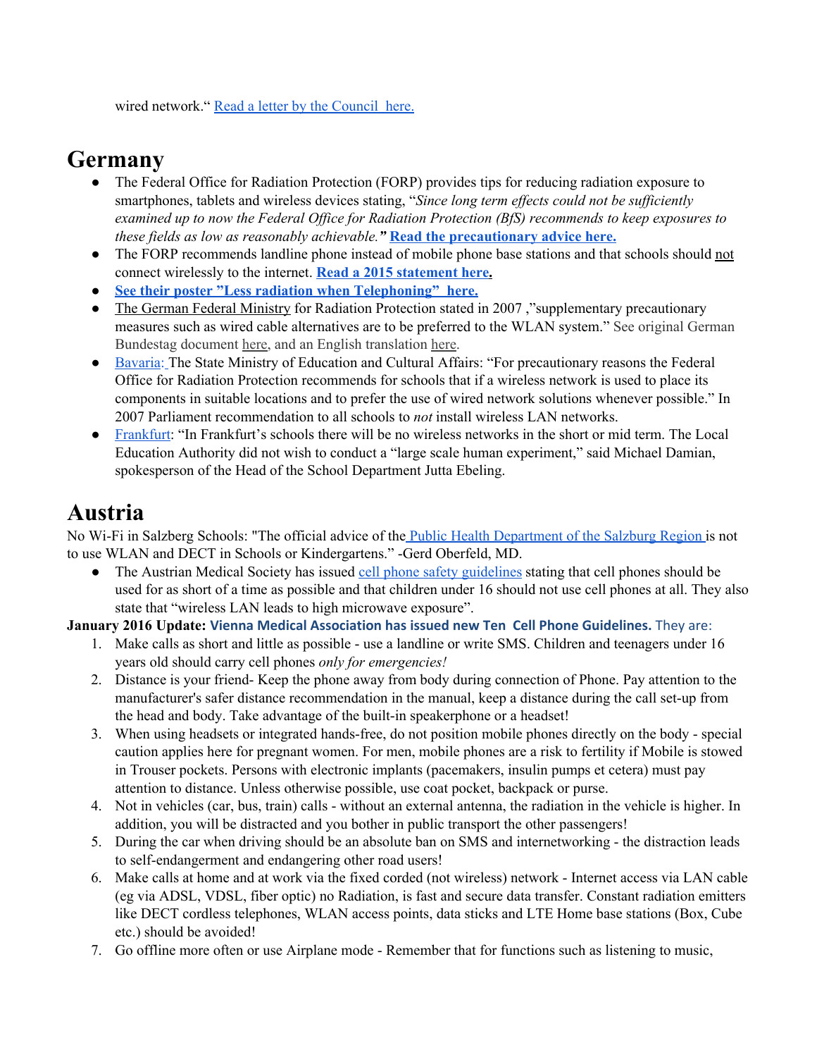wired network." Read a letter by the Council here.

# Germany

- The Federal Office for Radiation Protection (FORP) provides tips for reducing radiation exposure to smartphones, tablets and wireless devices stating, "*Since long term effects could not be sufficiently examined up to now the Federal Office for Radiation Protection (BfS) recommends to keep exposures to these fields as low as reasonably achievable.*" **Read the precautionary advice here.**
- The FORP recommends landline phone instead of mobile phone base stations and that schools should not connect wirelessly to the internet. **Read a 2015 statement here.**
- **See their poster "Less radiation when Telephoning" here.**
- The German Federal Ministry for Radiation Protection stated in 2007 ,"supplementary precautionary measures such as wired cable alternatives are to be preferred to the WLAN system." See original German Bundestag document here, and an English translation here.
- Bavaria: The State Ministry of Education and Cultural Affairs: "For precautionary reasons the Federal Office for Radiation Protection recommends for schools that if a wireless network is used to place its components in suitable locations and to prefer the use of wired network solutions whenever possible." In 2007 Parliament recommendation to all schools to *not* install wireless LAN networks.
- Frankfurt: "In Frankfurt's schools there will be no wireless networks in the short or mid term. The Local Education Authority did not wish to conduct a "large scale human experiment," said Michael Damian, spokesperson of the Head of the School Department Jutta Ebeling.

# Austria

No Wi-Fi in Salzberg Schools: "The official advice of the Public Health Department of the Salzburg Region is not to use WLAN and DECT in Schools or Kindergartens." -Gerd Oberfeld, MD.

- The Austrian Medical Society has issued cell phone safety guidelines stating that cell phones should be used for as short of a time as possible and that children under 16 should not use cell phones at all. They also state that "wireless LAN leads to high microwave exposure".

**January 2016 Update: Vienna Medical Association has issued new Ten Cell Phone Guidelines.** They are:

1. Make calls as short and little as possible - use a landline or write SMS. Children and teenagers under 16 years old should carry cell phones *only for emergencies!*
2. Distance is your friend- Keep the phone away from body during connection of Phone. Pay attention to the manufacturer's safer distance recommendation in the manual, keep a distance during the call set-up from the head and body. Take advantage of the built-in speakerphone or a headset!
3. When using headsets or integrated hands-free, do not position mobile phones directly on the body - special caution applies here for pregnant women. For men, mobile phones are a risk to fertility if Mobile is stowed in Trouser pockets. Persons with electronic implants (pacemakers, insulin pumps et cetera) must pay attention to distance. Unless otherwise possible, use coat pocket, backpack or purse.
4. Not in vehicles (car, bus, train) calls - without an external antenna, the radiation in the vehicle is higher. In addition, you will be distracted and you bother in public transport the other passengers!
5. During the car when driving should be an absolute ban on SMS and internetworking - the distraction leads to self-endangerment and endangering other road users!
6. Make calls at home and at work via the fixed corded (not wireless) network - Internet access via LAN cable (eg via ADSL, VDSL, fiber optic) no Radiation, is fast and secure data transfer. Constant radiation emitters like DECT cordless telephones, WLAN access points, data sticks and LTE Home base stations (Box, Cube etc.) should be avoided!
7. Go offline more often or use Airplane mode - Remember that for functions such as listening to music,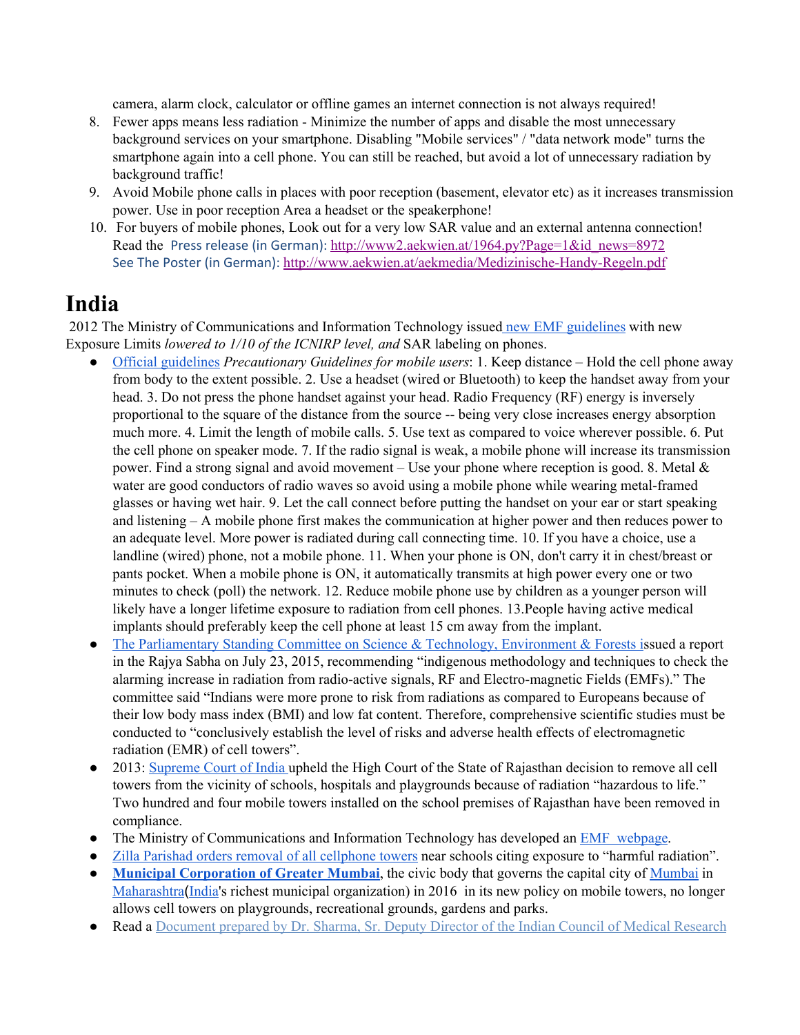camera, alarm clock, calculator or offline games an internet connection is not always required!

8. Fewer apps means less radiation - Minimize the number of apps and disable the most unnecessary background services on your smartphone. Disabling "Mobile services" / "data network mode" turns the smartphone again into a cell phone. You can still be reached, but avoid a lot of unnecessary radiation by background traffic!
9. Avoid Mobile phone calls in places with poor reception (basement, elevator etc) as it increases transmission power. Use in poor reception Area a headset or the speakerphone!
10. For buyers of mobile phones, Look out for a very low SAR value and an external antenna connection! Read the Press release (in German): http://www2.aekwien.at/1964.py?Page=1&id_news=8972
See The Poster (in German): http://www.aekwien.at/aekmedia/Medizinische-Handy-Regeln.pdf

# India

2012 The Ministry of Communications and Information Technology issued new EMF guidelines with new Exposure Limits *lowered to 1/10 of the ICNIRP level, and* SAR labeling on phones.

- Official guidelines *Precautionary Guidelines for mobile users*: 1. Keep distance – Hold the cell phone away from body to the extent possible. 2. Use a headset (wired or Bluetooth) to keep the handset away from your head. 3. Do not press the phone handset against your head. Radio Frequency (RF) energy is inversely proportional to the square of the distance from the source -- being very close increases energy absorption much more. 4. Limit the length of mobile calls. 5. Use text as compared to voice wherever possible. 6. Put the cell phone on speaker mode. 7. If the radio signal is weak, a mobile phone will increase its transmission power. Find a strong signal and avoid movement – Use your phone where reception is good. 8. Metal & water are good conductors of radio waves so avoid using a mobile phone while wearing metal-framed glasses or having wet hair. 9. Let the call connect before putting the handset on your ear or start speaking and listening – A mobile phone first makes the communication at higher power and then reduces power to an adequate level. More power is radiated during call connecting time. 10. If you have a choice, use a landline (wired) phone, not a mobile phone. 11. When your phone is ON, don't carry it in chest/breast or pants pocket. When a mobile phone is ON, it automatically transmits at high power every one or two minutes to check (poll) the network. 12. Reduce mobile phone use by children as a younger person will likely have a longer lifetime exposure to radiation from cell phones. 13.People having active medical implants should preferably keep the cell phone at least 15 cm away from the implant.
- The Parliamentary Standing Committee on Science & Technology, Environment & Forests issued a report in the Rajya Sabha on July 23, 2015, recommending "indigenous methodology and techniques to check the alarming increase in radiation from radio-active signals, RF and Electro-magnetic Fields (EMFs)." The committee said "Indians were more prone to risk from radiations as compared to Europeans because of their low body mass index (BMI) and low fat content. Therefore, comprehensive scientific studies must be conducted to "conclusively establish the level of risks and adverse health effects of electromagnetic radiation (EMR) of cell towers".
- 2013: Supreme Court of India upheld the High Court of the State of Rajasthan decision to remove all cell towers from the vicinity of schools, hospitals and playgrounds because of radiation "hazardous to life." Two hundred and four mobile towers installed on the school premises of Rajasthan have been removed in compliance.
- The Ministry of Communications and Information Technology has developed an EMF webpage.
- Zilla Parishad orders removal of all cellphone towers near schools citing exposure to "harmful radiation".
- **Municipal Corporation of Greater Mumbai**, the civic body that governs the capital city of Mumbai in Maharashtra(India's richest municipal organization) in 2016 in its new policy on mobile towers, no longer allows cell towers on playgrounds, recreational grounds, gardens and parks.
- Read a Document prepared by Dr. Sharma, Sr. Deputy Director of the Indian Council of Medical Research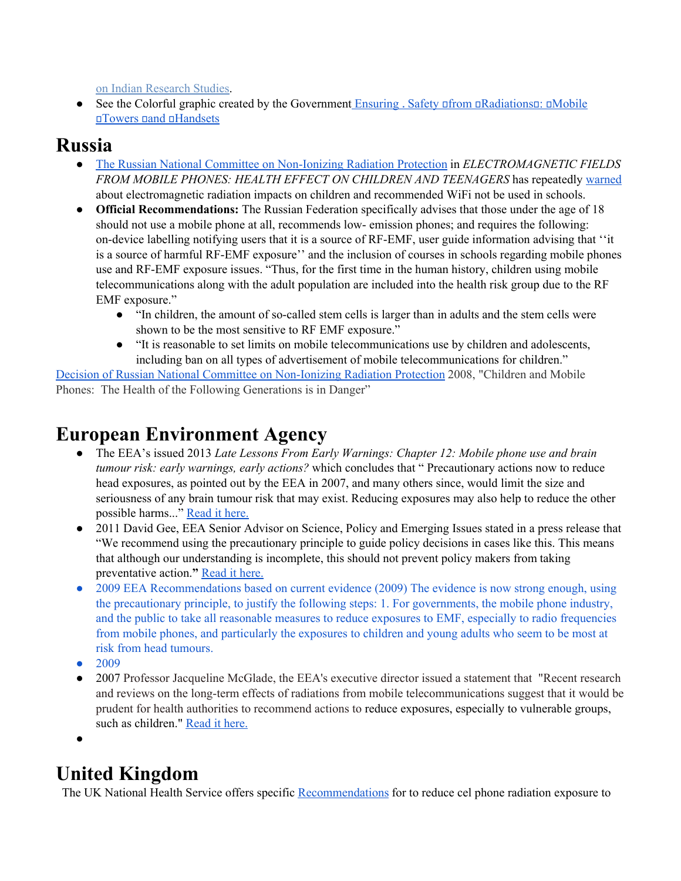on Indian Research Studies.

- See the Colorful graphic created by the Government Ensuring . Safety from Radiations: Mobile Towers and Handsets

# Russia

- The Russian National Committee on Non-Ionizing Radiation Protection in *ELECTROMAGNETIC FIELDS FROM MOBILE PHONES: HEALTH EFFECT ON CHILDREN AND TEENAGERS* has repeatedly warned about electromagnetic radiation impacts on children and recommended WiFi not be used in schools.
- **Official Recommendations:** The Russian Federation specifically advises that those under the age of 18 should not use a mobile phone at all, recommends low- emission phones; and requires the following: on-device labelling notifying users that it is a source of RF-EMF, user guide information advising that ''it is a source of harmful RF-EMF exposure'' and the inclusion of courses in schools regarding mobile phones use and RF-EMF exposure issues. "Thus, for the first time in the human history, children using mobile telecommunications along with the adult population are included into the health risk group due to the RF EMF exposure."
    - "In children, the amount of so-called stem cells is larger than in adults and the stem cells were shown to be the most sensitive to RF EMF exposure."
    - "It is reasonable to set limits on mobile telecommunications use by children and adolescents, including ban on all types of advertisement of mobile telecommunications for children."

Decision of Russian National Committee on Non-Ionizing Radiation Protection 2008, "Children and Mobile Phones: The Health of the Following Generations is in Danger"

# European Environment Agency

- The EEA's issued 2013 *Late Lessons From Early Warnings: Chapter 12: Mobile phone use and brain tumour risk: early warnings, early actions?* which concludes that " Precautionary actions now to reduce head exposures, as pointed out by the EEA in 2007, and many others since, would limit the size and seriousness of any brain tumour risk that may exist. Reducing exposures may also help to reduce the other possible harms..." Read it here.
- 2011 David Gee, EEA Senior Advisor on Science, Policy and Emerging Issues stated in a press release that "We recommend using the precautionary principle to guide policy decisions in cases like this. This means that although our understanding is incomplete, this should not prevent policy makers from taking preventative action.**"** Read it here.
- 2009 EEA Recommendations based on current evidence (2009) The evidence is now strong enough, using the precautionary principle, to justify the following steps: 1. For governments, the mobile phone industry, and the public to take all reasonable measures to reduce exposures to EMF, especially to radio frequencies from mobile phones, and particularly the exposures to children and young adults who seem to be most at risk from head tumours.
- 2009
- 2007 Professor Jacqueline McGlade, the EEA's executive director issued a statement that "Recent research and reviews on the long-term effects of radiations from mobile telecommunications suggest that it would be prudent for health authorities to recommend actions to reduce exposures, especially to vulnerable groups, such as children." Read it here.

# United Kingdom

The UK National Health Service offers specific Recommendations for to reduce cel phone radiation exposure to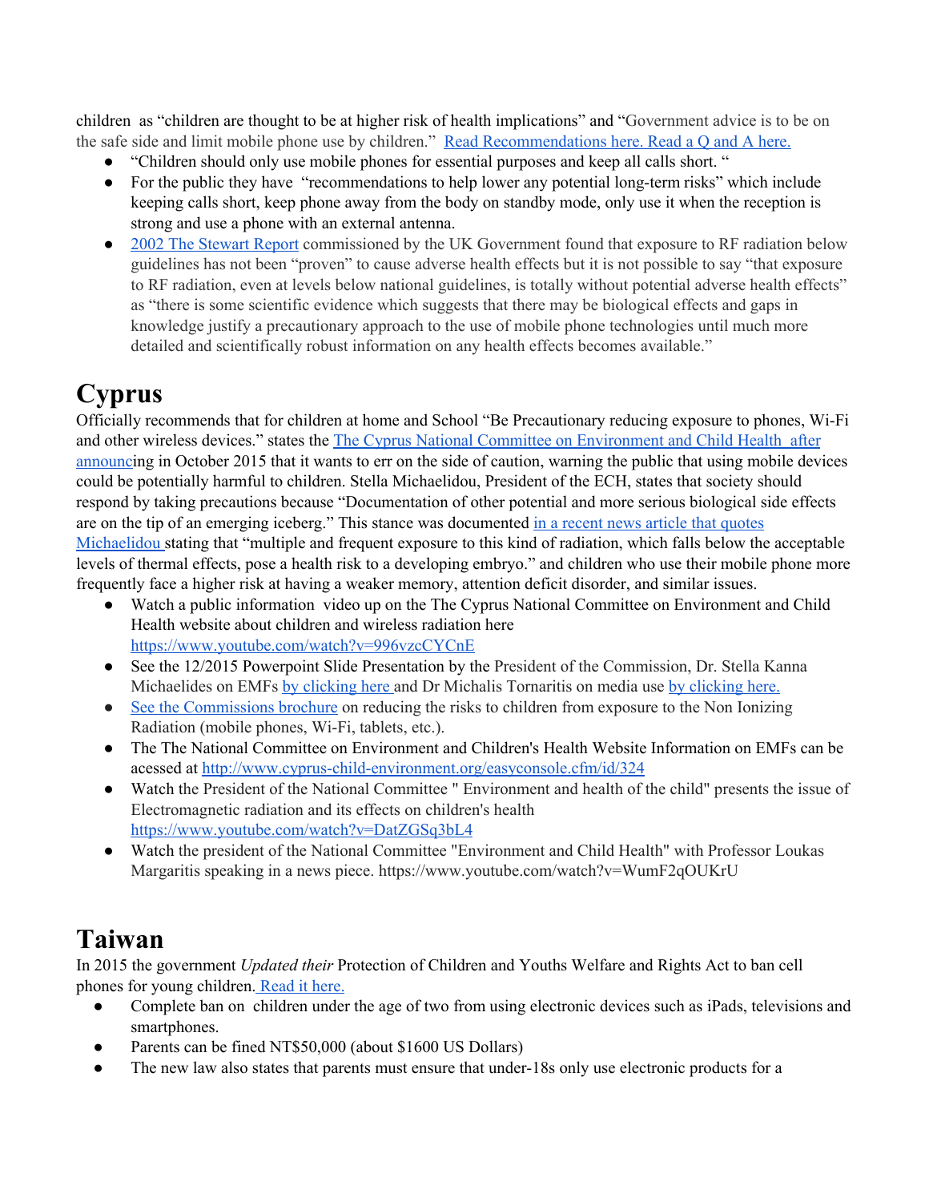children as "children are thought to be at higher risk of health implications" and "Government advice is to be on the safe side and limit mobile phone use by children." Read Recommendations here. Read a Q and A here.

- "Children should only use mobile phones for essential purposes and keep all calls short. "
- For the public they have "recommendations to help lower any potential long-term risks" which include keeping calls short, keep phone away from the body on standby mode, only use it when the reception is strong and use a phone with an external antenna.
- 2002 The Stewart Report commissioned by the UK Government found that exposure to RF radiation below guidelines has not been "proven" to cause adverse health effects but it is not possible to say "that exposure to RF radiation, even at levels below national guidelines, is totally without potential adverse health effects" as "there is some scientific evidence which suggests that there may be biological effects and gaps in knowledge justify a precautionary approach to the use of mobile phone technologies until much more detailed and scientifically robust information on any health effects becomes available."

# Cyprus

Officially recommends that for children at home and School "Be Precautionary reducing exposure to phones, Wi-Fi and other wireless devices." states the The Cyprus National Committee on Environment and Child Health after announcing in October 2015 that it wants to err on the side of caution, warning the public that using mobile devices could be potentially harmful to children. Stella Michaelidou, President of the ECH, states that society should respond by taking precautions because "Documentation of other potential and more serious biological side effects are on the tip of an emerging iceberg." This stance was documented in a recent news article that quotes Michaelidou stating that "multiple and frequent exposure to this kind of radiation, which falls below the acceptable levels of thermal effects, pose a health risk to a developing embryo." and children who use their mobile phone more frequently face a higher risk at having a weaker memory, attention deficit disorder, and similar issues.

- Watch a public information video up on the The Cyprus National Committee on Environment and Child Health website about children and wireless radiation here https://www.youtube.com/watch?v=996vzcCYCnE
- See the 12/2015 Powerpoint Slide Presentation by the President of the Commission, Dr. Stella Kanna Michaelides on EMFs by clicking here and Dr Michalis Tornaritis on media use by clicking here.
- See the Commissions brochure on reducing the risks to children from exposure to the Non Ionizing Radiation (mobile phones, Wi-Fi, tablets, etc.).
- The The National Committee on Environment and Children's Health Website Information on EMFs can be acessed at http://www.cyprus-child-environment.org/easyconsole.cfm/id/324
- Watch the President of the National Committee " Environment and health of the child" presents the issue of Electromagnetic radiation and its effects on children's health https://www.youtube.com/watch?v=DatZGSq3bL4
- Watch the president of the National Committee "Environment and Child Health" with Professor Loukas Margaritis speaking in a news piece. https://www.youtube.com/watch?v=WumF2qOUKrU

# Taiwan

In 2015 the government *Updated their* Protection of Children and Youths Welfare and Rights Act to ban cell phones for young children. Read it here.

- Complete ban on children under the age of two from using electronic devices such as iPads, televisions and smartphones.
- Parents can be fined NT$50,000 (about $1600 US Dollars)
- The new law also states that parents must ensure that under-18s only use electronic products for a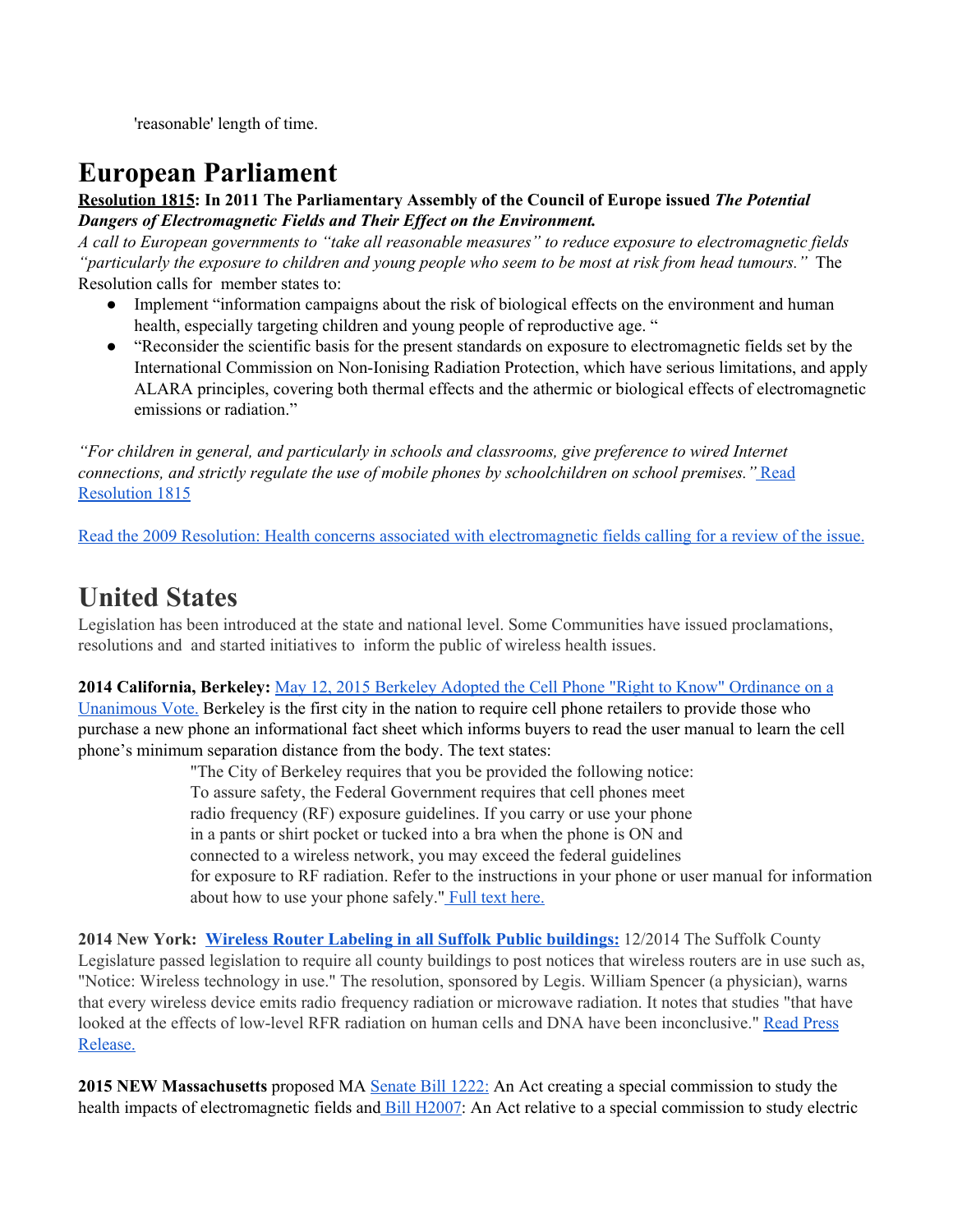'reasonable' length of time.

# European Parliament

**Resolution 1815: In 2011 The Parliamentary Assembly of the Council of Europe issued *The Potential Dangers of Electromagnetic Fields and Their Effect on the Environment.***

*A call to European governments to "take all reasonable measures" to reduce exposure to electromagnetic fields "particularly the exposure to children and young people who seem to be most at risk from head tumours."* The Resolution calls for member states to:

- Implement "information campaigns about the risk of biological effects on the environment and human health, especially targeting children and young people of reproductive age. "
- "Reconsider the scientific basis for the present standards on exposure to electromagnetic fields set by the International Commission on Non-Ionising Radiation Protection, which have serious limitations, and apply ALARA principles, covering both thermal effects and the athermic or biological effects of electromagnetic emissions or radiation."

*"For children in general, and particularly in schools and classrooms, give preference to wired Internet connections, and strictly regulate the use of mobile phones by schoolchildren on school premises."* Read Resolution 1815

Read the 2009 Resolution: Health concerns associated with electromagnetic fields calling for a review of the issue.

# United States

Legislation has been introduced at the state and national level. Some Communities have issued proclamations, resolutions and and started initiatives to inform the public of wireless health issues.

**2014 California, Berkeley:** May 12, 2015 Berkeley Adopted the Cell Phone "Right to Know" Ordinance on a Unanimous Vote. Berkeley is the first city in the nation to require cell phone retailers to provide those who purchase a new phone an informational fact sheet which informs buyers to read the user manual to learn the cell phone's minimum separation distance from the body. The text states:

> "The City of Berkeley requires that you be provided the following notice: To assure safety, the Federal Government requires that cell phones meet radio frequency (RF) exposure guidelines. If you carry or use your phone in a pants or shirt pocket or tucked into a bra when the phone is ON and connected to a wireless network, you may exceed the federal guidelines for exposure to RF radiation. Refer to the instructions in your phone or user manual for information about how to use your phone safely." Full text here.

**2014 New York: Wireless Router Labeling in all Suffolk Public buildings:** 12/2014 The Suffolk County Legislature passed legislation to require all county buildings to post notices that wireless routers are in use such as, "Notice: Wireless technology in use." The resolution, sponsored by Legis. William Spencer (a physician), warns that every wireless device emits radio frequency radiation or microwave radiation. It notes that studies "that have looked at the effects of low-level RFR radiation on human cells and DNA have been inconclusive." Read Press Release.

**2015 NEW Massachusetts** proposed MA Senate Bill 1222: An Act creating a special commission to study the health impacts of electromagnetic fields and Bill H2007: An Act relative to a special commission to study electric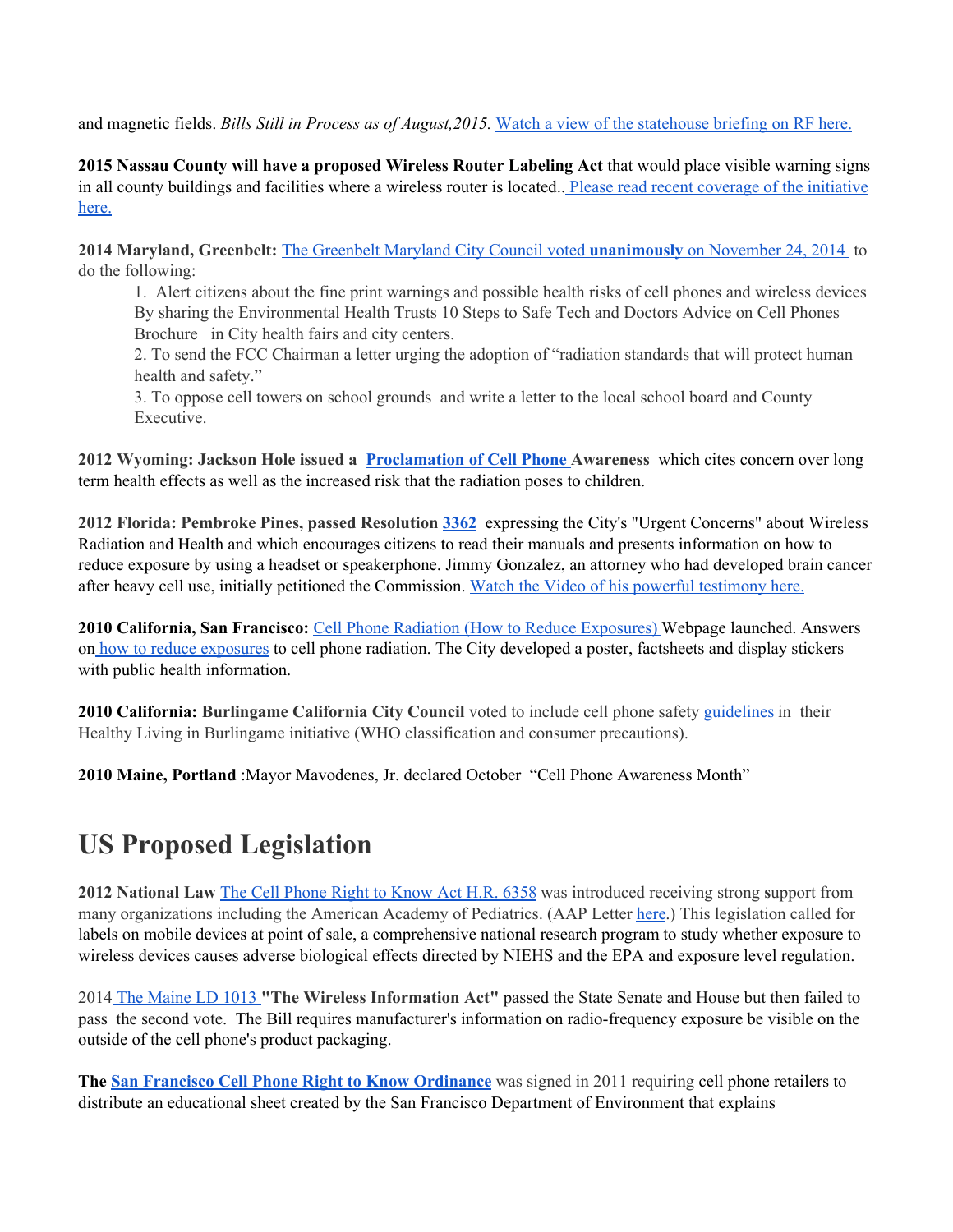and magnetic fields. *Bills Still in Process as of August,2015.* Watch a view of the statehouse briefing on RF here.

**2015 Nassau County will have a proposed Wireless Router Labeling Act** that would place visible warning signs in all county buildings and facilities where a wireless router is located.. Please read recent coverage of the initiative here.

**2014 Maryland, Greenbelt:** The Greenbelt Maryland City Council voted **unanimously** on November 24, 2014 to do the following:

1. Alert citizens about the fine print warnings and possible health risks of cell phones and wireless devices By sharing the Environmental Health Trusts 10 Steps to Safe Tech and Doctors Advice on Cell Phones Brochure in City health fairs and city centers.
2. To send the FCC Chairman a letter urging the adoption of "radiation standards that will protect human health and safety."
3. To oppose cell towers on school grounds and write a letter to the local school board and County Executive.

**2012 Wyoming: Jackson Hole issued a Proclamation of Cell Phone Awareness** which cites concern over long term health effects as well as the increased risk that the radiation poses to children.

**2012 Florida: Pembroke Pines, passed Resolution 3362** expressing the City's "Urgent Concerns" about Wireless Radiation and Health and which encourages citizens to read their manuals and presents information on how to reduce exposure by using a headset or speakerphone. Jimmy Gonzalez, an attorney who had developed brain cancer after heavy cell use, initially petitioned the Commission. Watch the Video of his powerful testimony here.

**2010 California, San Francisco:** Cell Phone Radiation (How to Reduce Exposures) Webpage launched. Answers on how to reduce exposures to cell phone radiation. The City developed a poster, factsheets and display stickers with public health information.

**2010 California: Burlingame California City Council** voted to include cell phone safety guidelines in their Healthy Living in Burlingame initiative (WHO classification and consumer precautions).

**2010 Maine, Portland** :Mayor Mavodenes, Jr. declared October "Cell Phone Awareness Month"

# US Proposed Legislation

**2012 National Law** The Cell Phone Right to Know Act H.R. 6358 was introduced receiving strong **s**upport from many organizations including the American Academy of Pediatrics. (AAP Letter here.) This legislation called for labels on mobile devices at point of sale, a comprehensive national research program to study whether exposure to wireless devices causes adverse biological effects directed by NIEHS and the EPA and exposure level regulation.

2014 The Maine LD 1013 **"The Wireless Information Act"** passed the State Senate and House but then failed to pass the second vote. The Bill requires manufacturer's information on radio-frequency exposure be visible on the outside of the cell phone's product packaging.

**The San Francisco Cell Phone Right to Know Ordinance** was signed in 2011 requiring cell phone retailers to distribute an educational sheet created by the San Francisco Department of Environment that explains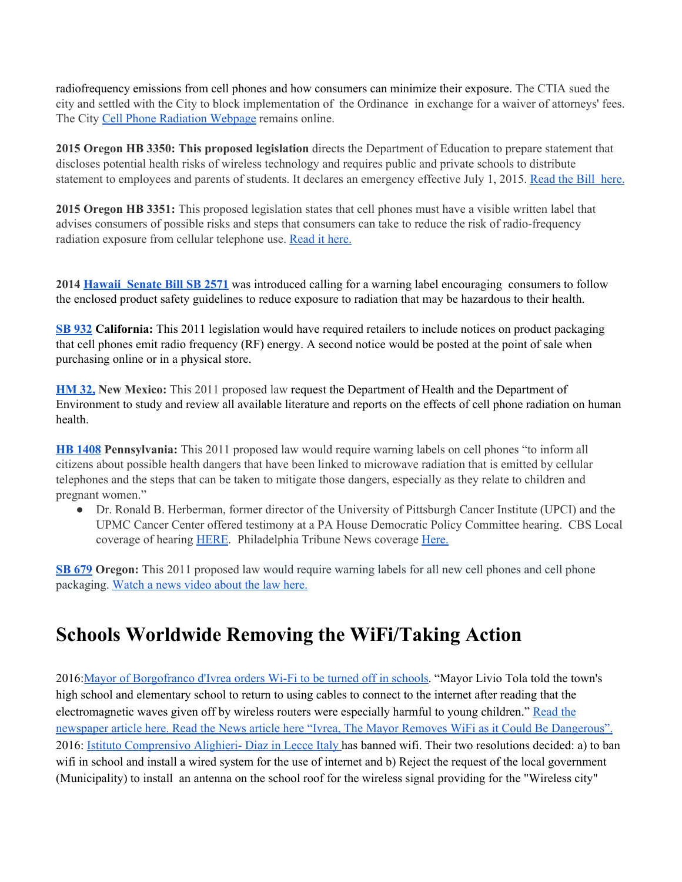radiofrequency emissions from cell phones and how consumers can minimize their exposure. The CTIA sued the city and settled with the City to block implementation of the Ordinance in exchange for a waiver of attorneys' fees. The City Cell Phone Radiation Webpage remains online.

**2015 Oregon HB 3350: This proposed legislation** directs the Department of Education to prepare statement that discloses potential health risks of wireless technology and requires public and private schools to distribute statement to employees and parents of students. It declares an emergency effective July 1, 2015. Read the Bill here.

**2015 Oregon HB 3351:** This proposed legislation states that cell phones must have a visible written label that advises consumers of possible risks and steps that consumers can take to reduce the risk of radio-frequency radiation exposure from cellular telephone use. Read it here.

**2014 Hawaii Senate Bill SB 2571** was introduced calling for a warning label encouraging consumers to follow the enclosed product safety guidelines to reduce exposure to radiation that may be hazardous to their health.

**SB 932 California:** This 2011 legislation would have required retailers to include notices on product packaging that cell phones emit radio frequency (RF) energy. A second notice would be posted at the point of sale when purchasing online or in a physical store.

**HM 32, New Mexico:** This 2011 proposed law request the Department of Health and the Department of Environment to study and review all available literature and reports on the effects of cell phone radiation on human health.

**HB 1408 Pennsylvania:** This 2011 proposed law would require warning labels on cell phones "to inform all citizens about possible health dangers that have been linked to microwave radiation that is emitted by cellular telephones and the steps that can be taken to mitigate those dangers, especially as they relate to children and pregnant women."

- Dr. Ronald B. Herberman, former director of the University of Pittsburgh Cancer Institute (UPCI) and the UPMC Cancer Center offered testimony at a PA House Democratic Policy Committee hearing. CBS Local coverage of hearing HERE. Philadelphia Tribune News coverage Here.

**SB 679 Oregon:** This 2011 proposed law would require warning labels for all new cell phones and cell phone packaging. Watch a news video about the law here.

# Schools Worldwide Removing the WiFi/Taking Action

2016: Mayor of Borgofranco d'Ivrea orders Wi-Fi to be turned off in schools. "Mayor Livio Tola told the town's high school and elementary school to return to using cables to connect to the internet after reading that the electromagnetic waves given off by wireless routers were especially harmful to young children." Read the newspaper article here. Read the News article here "Ivrea, The Mayor Removes WiFi as it Could Be Dangerous".
2016: Istituto Comprensivo Alighieri- Diaz in Lecce Italy has banned wifi. Their two resolutions decided: a) to ban wifi in school and install a wired system for the use of internet and b) Reject the request of the local government (Municipality) to install an antenna on the school roof for the wireless signal providing for the "Wireless city"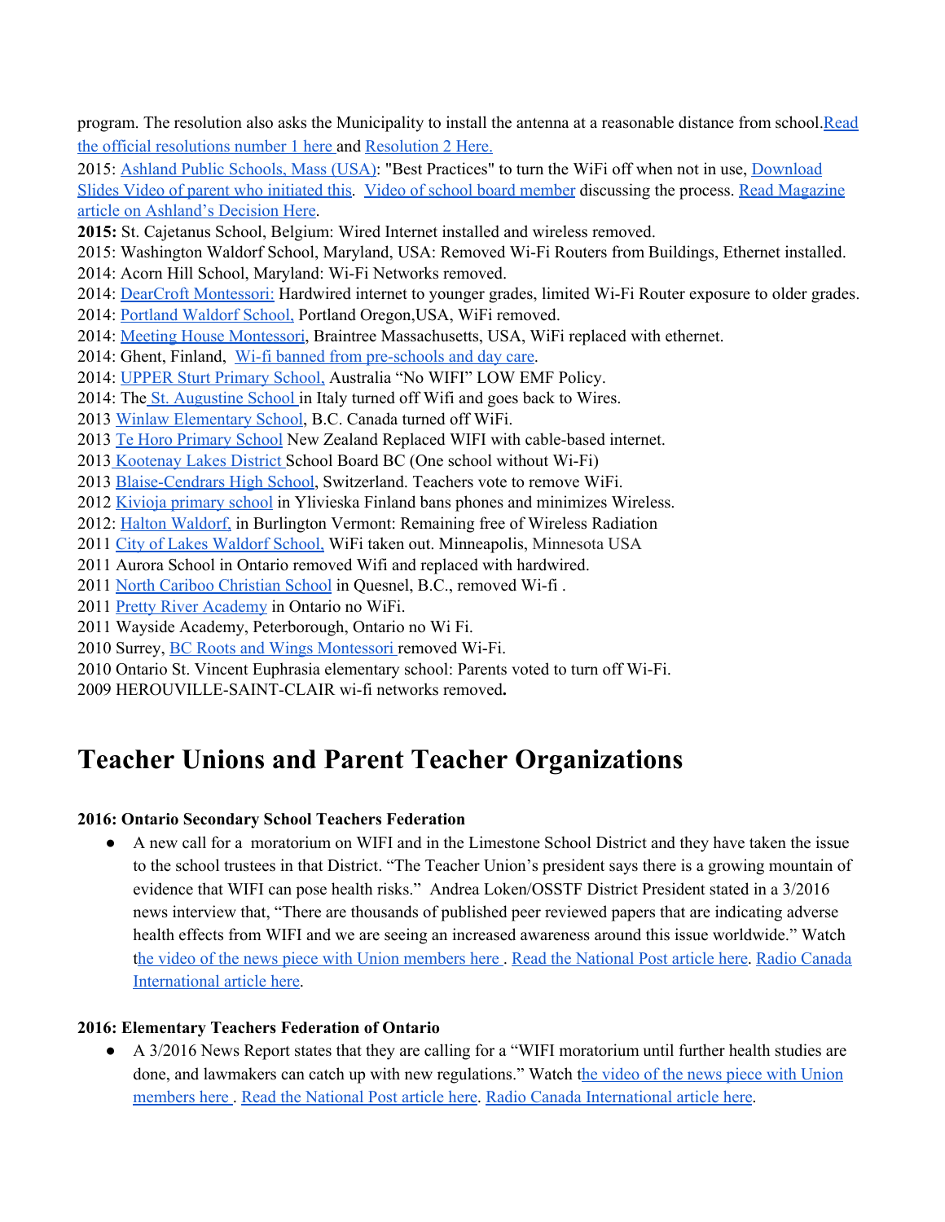program. The resolution also asks the Municipality to install the antenna at a reasonable distance from school. Read the official resolutions number 1 here and Resolution 2 Here.

2015: Ashland Public Schools, Mass (USA): "Best Practices" to turn the WiFi off when not in use, Download Slides Video of parent who initiated this. Video of school board member discussing the process. Read Magazine article on Ashland's Decision Here.

**2015:** St. Cajetanus School, Belgium: Wired Internet installed and wireless removed.

2015: Washington Waldorf School, Maryland, USA: Removed Wi-Fi Routers from Buildings, Ethernet installed.

2014: Acorn Hill School, Maryland: Wi-Fi Networks removed.

2014: DearCroft Montessori: Hardwired internet to younger grades, limited Wi-Fi Router exposure to older grades.

2014: Portland Waldorf School, Portland Oregon,USA, WiFi removed.

2014: Meeting House Montessori, Braintree Massachusetts, USA, WiFi replaced with ethernet.

2014: Ghent, Finland, Wi-fi banned from pre-schools and day care.

2014: UPPER Sturt Primary School, Australia "No WIFI" LOW EMF Policy.

2014: The St. Augustine School in Italy turned off Wifi and goes back to Wires.

2013 Winlaw Elementary School, B.C. Canada turned off WiFi.

2013 Te Horo Primary School New Zealand Replaced WIFI with cable-based internet.

2013 Kootenay Lakes District School Board BC (One school without Wi-Fi)

2013 Blaise-Cendrars High School, Switzerland. Teachers vote to remove WiFi.

2012 Kivioja primary school in Ylivieska Finland bans phones and minimizes Wireless.

2012: Halton Waldorf, in Burlington Vermont: Remaining free of Wireless Radiation

2011 City of Lakes Waldorf School, WiFi taken out. Minneapolis, Minnesota USA

2011 Aurora School in Ontario removed Wifi and replaced with hardwired.

2011 North Cariboo Christian School in Quesnel, B.C., removed Wi-fi .

2011 Pretty River Academy in Ontario no WiFi.

2011 Wayside Academy, Peterborough, Ontario no Wi Fi.

2010 Surrey, BC Roots and Wings Montessori removed Wi-Fi.

2010 Ontario St. Vincent Euphrasia elementary school: Parents voted to turn off Wi-Fi.

2009 HEROUVILLE-SAINT-CLAIR wi-fi networks removed**.**

# Teacher Unions and Parent Teacher Organizations

**2016: Ontario Secondary School Teachers Federation**

- A new call for a moratorium on WIFI and in the Limestone School District and they have taken the issue to the school trustees in that District. "The Teacher Union's president says there is a growing mountain of evidence that WIFI can pose health risks." Andrea Loken/OSSTF District President stated in a 3/2016 news interview that, "There are thousands of published peer reviewed papers that are indicating adverse health effects from WIFI and we are seeing an increased awareness around this issue worldwide." Watch the video of the news piece with Union members here . Read the National Post article here. Radio Canada International article here.

**2016: Elementary Teachers Federation of Ontario**

- A 3/2016 News Report states that they are calling for a "WIFI moratorium until further health studies are done, and lawmakers can catch up with new regulations." Watch the video of the news piece with Union members here . Read the National Post article here. Radio Canada International article here.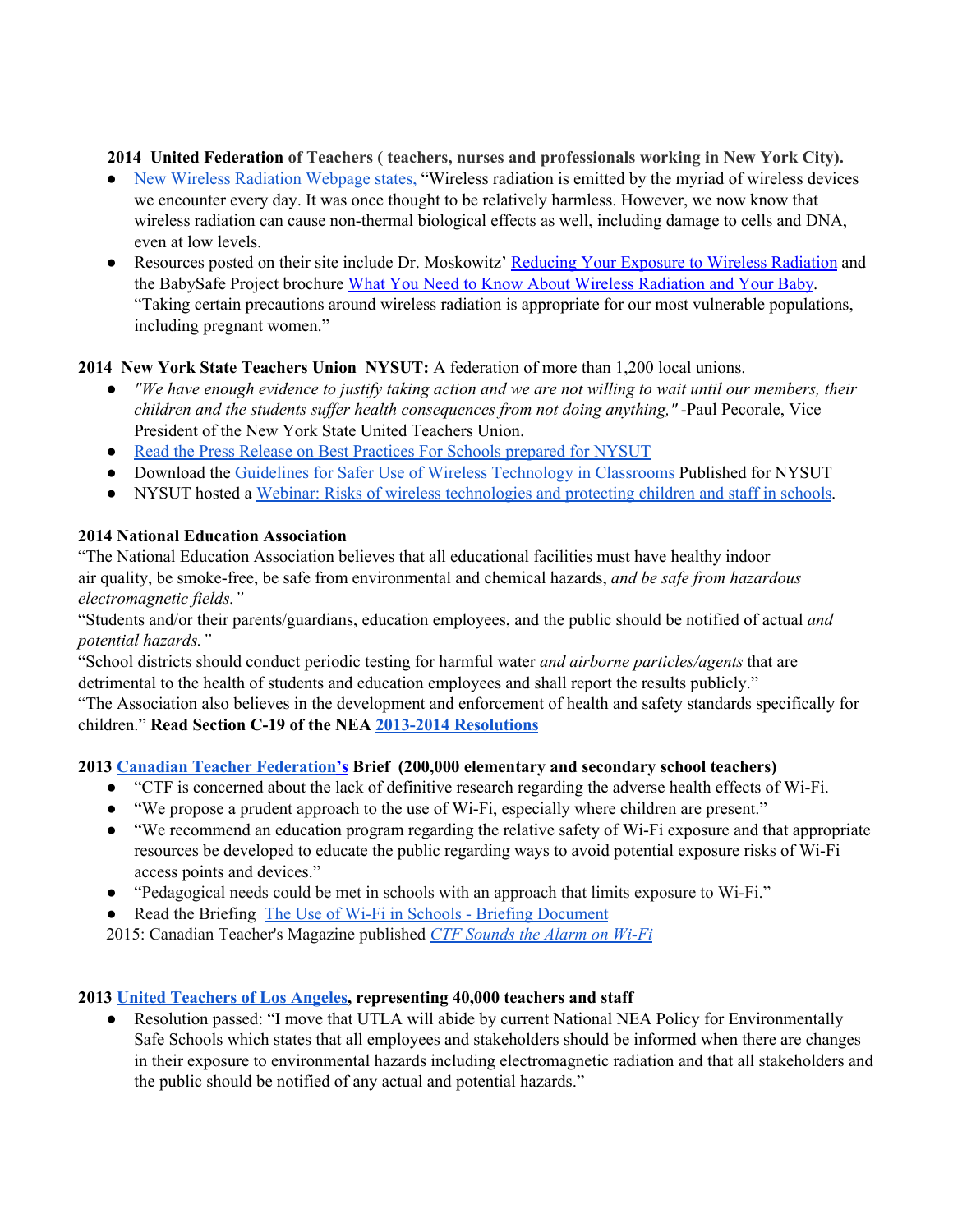**2014 United Federation of Teachers ( teachers, nurses and professionals working in New York City).**

- New Wireless Radiation Webpage states, "Wireless radiation is emitted by the myriad of wireless devices we encounter every day. It was once thought to be relatively harmless. However, we now know that wireless radiation can cause non-thermal biological effects as well, including damage to cells and DNA, even at low levels.
- Resources posted on their site include Dr. Moskowitz' Reducing Your Exposure to Wireless Radiation and the BabySafe Project brochure What You Need to Know About Wireless Radiation and Your Baby. "Taking certain precautions around wireless radiation is appropriate for our most vulnerable populations, including pregnant women."

**2014 New York State Teachers Union NYSUT:** A federation of more than 1,200 local unions.

- *"We have enough evidence to justify taking action and we are not willing to wait until our members, their children and the students suffer health consequences from not doing anything,"* -Paul Pecorale, Vice President of the New York State United Teachers Union.
- Read the Press Release on Best Practices For Schools prepared for NYSUT
- Download the Guidelines for Safer Use of Wireless Technology in Classrooms Published for NYSUT
- NYSUT hosted a Webinar: Risks of wireless technologies and protecting children and staff in schools.

**2014 National Education Association**

"The National Education Association believes that all educational facilities must have healthy indoor air quality, be smoke-free, be safe from environmental and chemical hazards, *and be safe from hazardous electromagnetic fields."*

"Students and/or their parents/guardians, education employees, and the public should be notified of actual *and potential hazards."*

"School districts should conduct periodic testing for harmful water *and airborne particles/agents* that are detrimental to the health of students and education employees and shall report the results publicly."

"The Association also believes in the development and enforcement of health and safety standards specifically for children." **Read Section C-19 of the NEA 2013-2014 Resolutions**

**2013 Canadian Teacher Federation's Brief (200,000 elementary and secondary school teachers)**

- "CTF is concerned about the lack of definitive research regarding the adverse health effects of Wi-Fi.
- "We propose a prudent approach to the use of Wi-Fi, especially where children are present."
- "We recommend an education program regarding the relative safety of Wi-Fi exposure and that appropriate resources be developed to educate the public regarding ways to avoid potential exposure risks of Wi-Fi access points and devices."
- "Pedagogical needs could be met in schools with an approach that limits exposure to Wi-Fi."
- Read the Briefing The Use of Wi-Fi in Schools - Briefing Document

2015: Canadian Teacher's Magazine published *CTF Sounds the Alarm on Wi-Fi*

**2013 United Teachers of Los Angeles, representing 40,000 teachers and staff**

- Resolution passed: "I move that UTLA will abide by current National NEA Policy for Environmentally Safe Schools which states that all employees and stakeholders should be informed when there are changes in their exposure to environmental hazards including electromagnetic radiation and that all stakeholders and the public should be notified of any actual and potential hazards."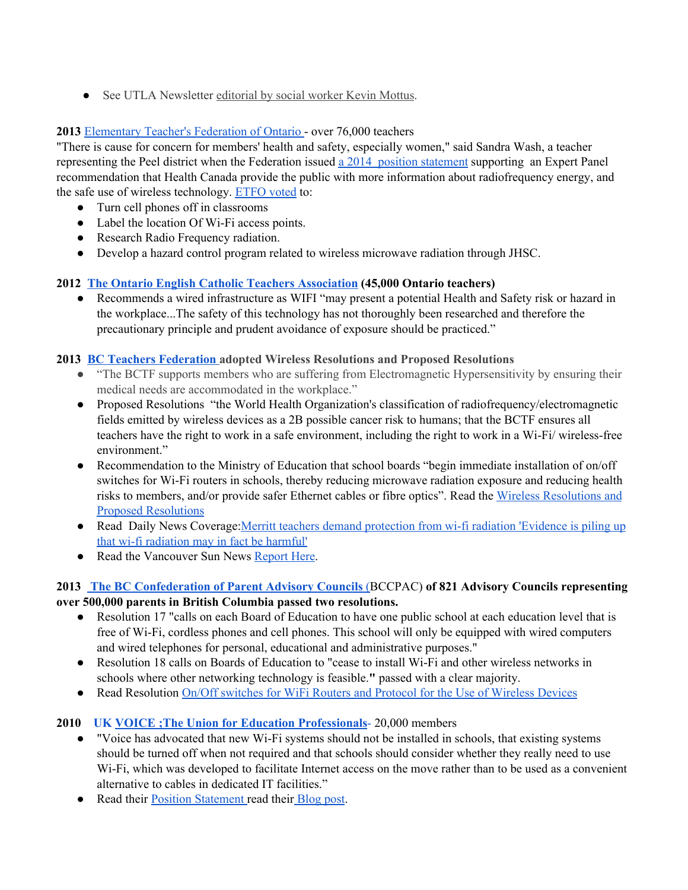- See UTLA Newsletter editorial by social worker Kevin Mottus.

**2013** Elementary Teacher's Federation of Ontario - over 76,000 teachers

"There is cause for concern for members' health and safety, especially women," said Sandra Wash, a teacher representing the Peel district when the Federation issued a 2014 position statement supporting an Expert Panel recommendation that Health Canada provide the public with more information about radiofrequency energy, and the safe use of wireless technology. ETFO voted to:

- Turn cell phones off in classrooms
- Label the location Of Wi-Fi access points.
- Research Radio Frequency radiation.
- Develop a hazard control program related to wireless microwave radiation through JHSC.

**2012 The Ontario English Catholic Teachers Association (45,000 Ontario teachers)**

- Recommends a wired infrastructure as WIFI "may present a potential Health and Safety risk or hazard in the workplace...The safety of this technology has not thoroughly been researched and therefore the precautionary principle and prudent avoidance of exposure should be practiced."

**2013 BC Teachers Federation adopted Wireless Resolutions and Proposed Resolutions**

- "The BCTF supports members who are suffering from Electromagnetic Hypersensitivity by ensuring their medical needs are accommodated in the workplace."
- Proposed Resolutions "the World Health Organization's classification of radiofrequency/electromagnetic fields emitted by wireless devices as a 2B possible cancer risk to humans; that the BCTF ensures all teachers have the right to work in a safe environment, including the right to work in a Wi-Fi/ wireless-free environment."
- Recommendation to the Ministry of Education that school boards "begin immediate installation of on/off switches for Wi-Fi routers in schools, thereby reducing microwave radiation exposure and reducing health risks to members, and/or provide safer Ethernet cables or fibre optics". Read the Wireless Resolutions and Proposed Resolutions
- Read Daily News Coverage: Merritt teachers demand protection from wi-fi radiation 'Evidence is piling up that wi-fi radiation may in fact be harmful'
- Read the Vancouver Sun News Report Here.

**2013 The BC Confederation of Parent Advisory Councils (**BCCPAC**) of 821 Advisory Councils representing over 500,000 parents in British Columbia passed two resolutions.**

- Resolution 17 "calls on each Board of Education to have one public school at each education level that is free of Wi-Fi, cordless phones and cell phones. This school will only be equipped with wired computers and wired telephones for personal, educational and administrative purposes."
- Resolution 18 calls on Boards of Education to "cease to install Wi-Fi and other wireless networks in schools where other networking technology is feasible." passed with a clear majority.
- Read Resolution On/Off switches for WiFi Routers and Protocol for the Use of Wireless Devices

**2010 UK VOICE ;The Union for Education Professionals**- 20,000 members

- "Voice has advocated that new Wi-Fi systems should not be installed in schools, that existing systems should be turned off when not required and that schools should consider whether they really need to use Wi-Fi, which was developed to facilitate Internet access on the move rather than to be used as a convenient alternative to cables in dedicated IT facilities."
- Read their Position Statement read their Blog post.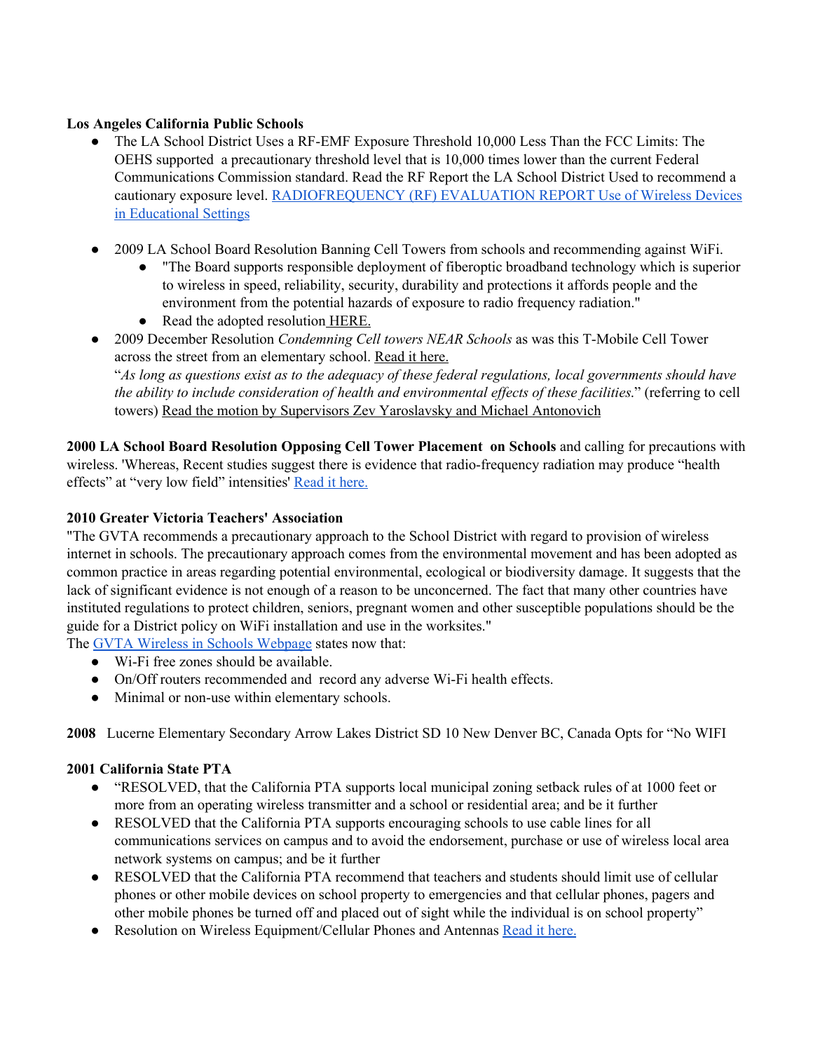**Los Angeles California Public Schools**

- The LA School District Uses a RF-EMF Exposure Threshold 10,000 Less Than the FCC Limits: The OEHS supported a precautionary threshold level that is 10,000 times lower than the current Federal Communications Commission standard. Read the RF Report the LA School District Used to recommend a cautionary exposure level. RADIOFREQUENCY (RF) EVALUATION REPORT Use of Wireless Devices in Educational Settings

- 2009 LA School Board Resolution Banning Cell Towers from schools and recommending against WiFi.
  - "The Board supports responsible deployment of fiberoptic broadband technology which is superior to wireless in speed, reliability, security, durability and protections it affords people and the environment from the potential hazards of exposure to radio frequency radiation."
  - Read the adopted resolution HERE.
- 2009 December Resolution *Condemning Cell towers NEAR Schools* as was this T-Mobile Cell Tower across the street from an elementary school. Read it here.
  "*As long as questions exist as to the adequacy of these federal regulations, local governments should have the ability to include consideration of health and environmental effects of these facilities.*" (referring to cell towers) Read the motion by Supervisors Zev Yaroslavsky and Michael Antonovich

**2000 LA School Board Resolution Opposing Cell Tower Placement on Schools** and calling for precautions with wireless. 'Whereas, Recent studies suggest there is evidence that radio-frequency radiation may produce "health effects" at "very low field" intensities' Read it here.

**2010 Greater Victoria Teachers' Association**

"The GVTA recommends a precautionary approach to the School District with regard to provision of wireless internet in schools. The precautionary approach comes from the environmental movement and has been adopted as common practice in areas regarding potential environmental, ecological or biodiversity damage. It suggests that the lack of significant evidence is not enough of a reason to be unconcerned. The fact that many other countries have instituted regulations to protect children, seniors, pregnant women and other susceptible populations should be the guide for a District policy on WiFi installation and use in the worksites."

The GVTA Wireless in Schools Webpage states now that:

- Wi-Fi free zones should be available.
- On/Off routers recommended and record any adverse Wi-Fi health effects.
- Minimal or non-use within elementary schools.

**2008** Lucerne Elementary Secondary Arrow Lakes District SD 10 New Denver BC, Canada Opts for "No WIFI

**2001 California State PTA**

- "RESOLVED, that the California PTA supports local municipal zoning setback rules of at 1000 feet or more from an operating wireless transmitter and a school or residential area; and be it further
- RESOLVED that the California PTA supports encouraging schools to use cable lines for all communications services on campus and to avoid the endorsement, purchase or use of wireless local area network systems on campus; and be it further
- RESOLVED that the California PTA recommend that teachers and students should limit use of cellular phones or other mobile devices on school property to emergencies and that cellular phones, pagers and other mobile phones be turned off and placed out of sight while the individual is on school property"
- Resolution on Wireless Equipment/Cellular Phones and Antennas Read it here.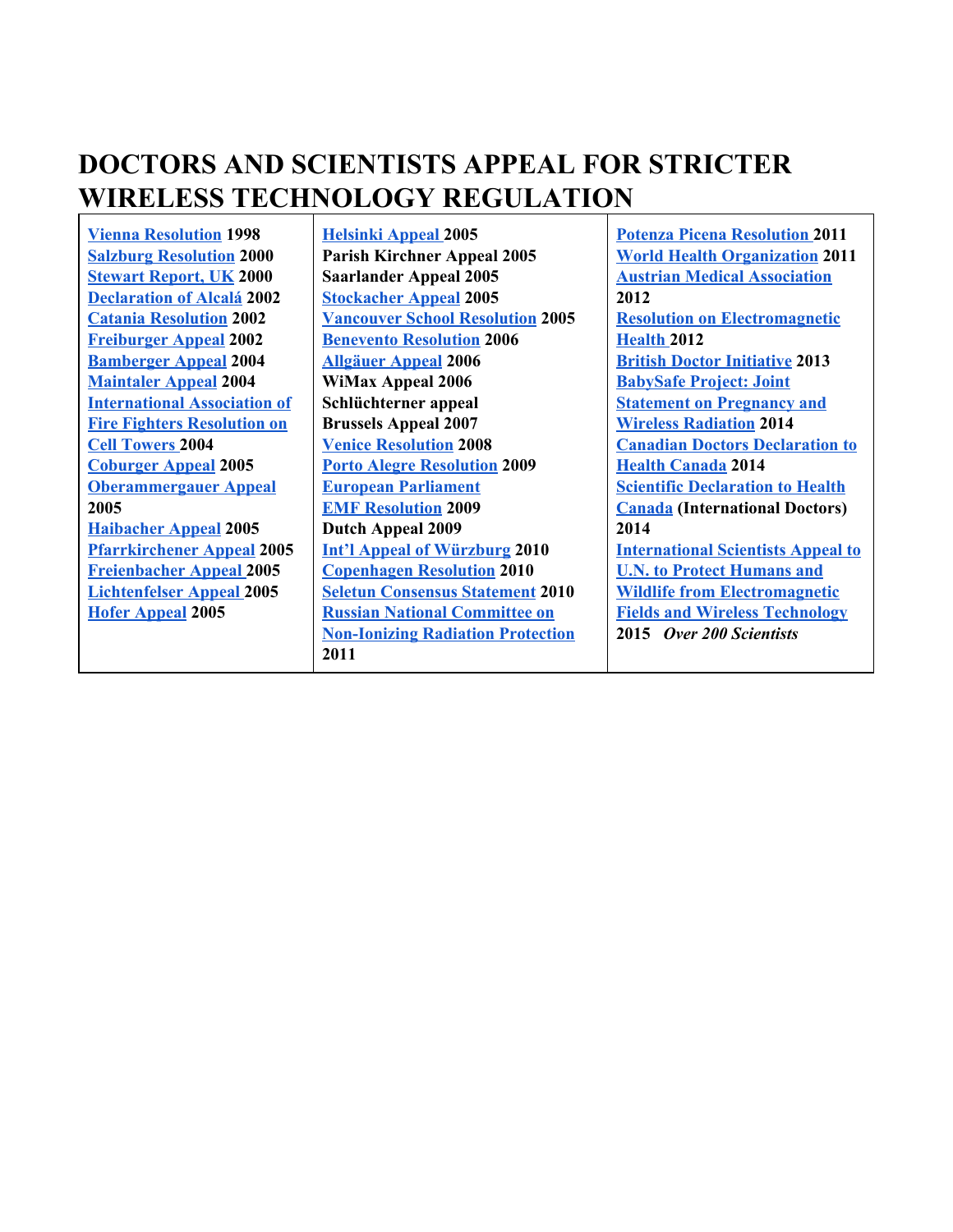# DOCTORS AND SCIENTISTS APPEAL FOR STRICTER WIRELESS TECHNOLOGY REGULATION

| | | |
|---|---|---|
| **Vienna Resolution 1998**<br>**Salzburg Resolution 2000**<br>**Stewart Report, UK 2000**<br>**Declaration of Alcalá 2002**<br>**Catania Resolution 2002**<br>**Freiburger Appeal 2002**<br>**Bamberger Appeal 2004**<br>**Maintaler Appeal 2004**<br>**International Association of Fire Fighters Resolution on Cell Towers 2004**<br>**Coburger Appeal 2005**<br>**Oberammergauer Appeal 2005**<br>**Haibacher Appeal 2005**<br>**Pfarrkirchener Appeal 2005**<br>**Freienbacher Appeal 2005**<br>**Lichtenfelser Appeal 2005**<br>**Hofer Appeal 2005** | **Helsinki Appeal 2005**<br>**Parish Kirchner Appeal 2005**<br>**Saarlander Appeal 2005**<br>**Stockacher Appeal 2005**<br>**Vancouver School Resolution 2005**<br>**Benevento Resolution 2006**<br>**Allgäuer Appeal 2006**<br>**WiMax Appeal 2006**<br>**Schlüchterner appeal**<br>**Brussels Appeal 2007**<br>**Venice Resolution 2008**<br>**Porto Alegre Resolution 2009**<br>**European Parliament EMF Resolution 2009**<br>**Dutch Appeal 2009**<br>**Int'l Appeal of Würzburg 2010**<br>**Copenhagen Resolution 2010**<br>**Seletun Consensus Statement 2010**<br>**Russian National Committee on Non-Ionizing Radiation Protection 2011** | **Potenza Picena Resolution 2011**<br>**World Health Organization 2011**<br>**Austrian Medical Association 2012**<br>**Resolution on Electromagnetic Health 2012**<br>**British Doctor Initiative 2013**<br>**BabySafe Project: Joint Statement on Pregnancy and Wireless Radiation 2014**<br>**Canadian Doctors Declaration to Health Canada 2014**<br>**Scientific Declaration to Health Canada (International Doctors) 2014**<br>**International Scientists Appeal to U.N. to Protect Humans and Wildlife from Electromagnetic Fields and Wireless Technology 2015** ***Over 200 Scientists*** |